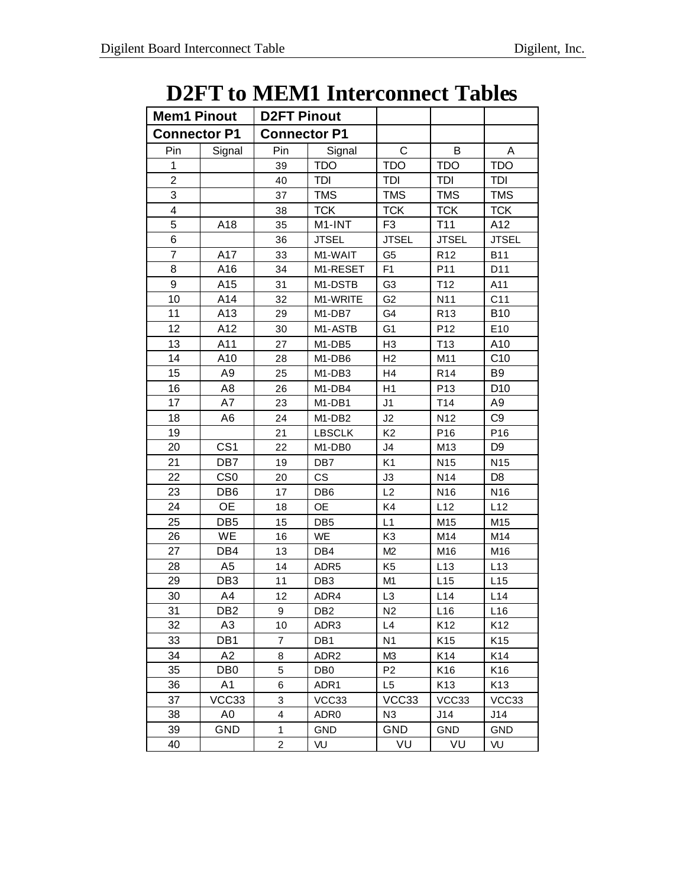# D2FT to MEM1 Interconnect Tables

| Mem1 Pinout | | D2FT Pinout | | | | |
|---|---|---|---|---|---|---|
| **Connector P1** | | **Connector P1** | | | | |
| Pin | Signal | Pin | Signal | C | B | A |
| 1 | | 39 | TDO | TDO | TDO | TDO |
| 2 | | 40 | TDI | TDI | TDI | TDI |
| 3 | | 37 | TMS | TMS | TMS | TMS |
| 4 | | 38 | TCK | TCK | TCK | TCK |
| 5 | A18 | 35 | M1-INT | F3 | T11 | A12 |
| 6 | | 36 | JTSEL | JTSEL | JTSEL | JTSEL |
| 7 | A17 | 33 | M1-WAIT | G5 | R12 | B11 |
| 8 | A16 | 34 | M1-RESET | F1 | P11 | D11 |
| 9 | A15 | 31 | M1-DSTB | G3 | T12 | A11 |
| 10 | A14 | 32 | M1-WRITE | G2 | N11 | C11 |
| 11 | A13 | 29 | M1-DB7 | G4 | R13 | B10 |
| 12 | A12 | 30 | M1-ASTB | G1 | P12 | E10 |
| 13 | A11 | 27 | M1-DB5 | H3 | T13 | A10 |
| 14 | A10 | 28 | M1-DB6 | H2 | M11 | C10 |
| 15 | A9 | 25 | M1-DB3 | H4 | R14 | B9 |
| 16 | A8 | 26 | M1-DB4 | H1 | P13 | D10 |
| 17 | A7 | 23 | M1-DB1 | J1 | T14 | A9 |
| 18 | A6 | 24 | M1-DB2 | J2 | N12 | C9 |
| 19 | | 21 | LBSCLK | K2 | P16 | P16 |
| 20 | CS1 | 22 | M1-DB0 | J4 | M13 | D9 |
| 21 | DB7 | 19 | DB7 | K1 | N15 | N15 |
| 22 | CS0 | 20 | CS | J3 | N14 | D8 |
| 23 | DB6 | 17 | DB6 | L2 | N16 | N16 |
| 24 | OE | 18 | OE | K4 | L12 | L12 |
| 25 | DB5 | 15 | DB5 | L1 | M15 | M15 |
| 26 | WE | 16 | WE | K3 | M14 | M14 |
| 27 | DB4 | 13 | DB4 | M2 | M16 | M16 |
| 28 | A5 | 14 | ADR5 | K5 | L13 | L13 |
| 29 | DB3 | 11 | DB3 | M1 | L15 | L15 |
| 30 | A4 | 12 | ADR4 | L3 | L14 | L14 |
| 31 | DB2 | 9 | DB2 | N2 | L16 | L16 |
| 32 | A3 | 10 | ADR3 | L4 | K12 | K12 |
| 33 | DB1 | 7 | DB1 | N1 | K15 | K15 |
| 34 | A2 | 8 | ADR2 | M3 | K14 | K14 |
| 35 | DB0 | 5 | DB0 | P2 | K16 | K16 |
| 36 | A1 | 6 | ADR1 | L5 | K13 | K13 |
| 37 | VCC33 | 3 | VCC33 | VCC33 | VCC33 | VCC33 |
| 38 | A0 | 4 | ADR0 | N3 | J14 | J14 |
| 39 | GND | 1 | GND | GND | GND | GND |
| 40 | | 2 | VU | VU | VU | VU |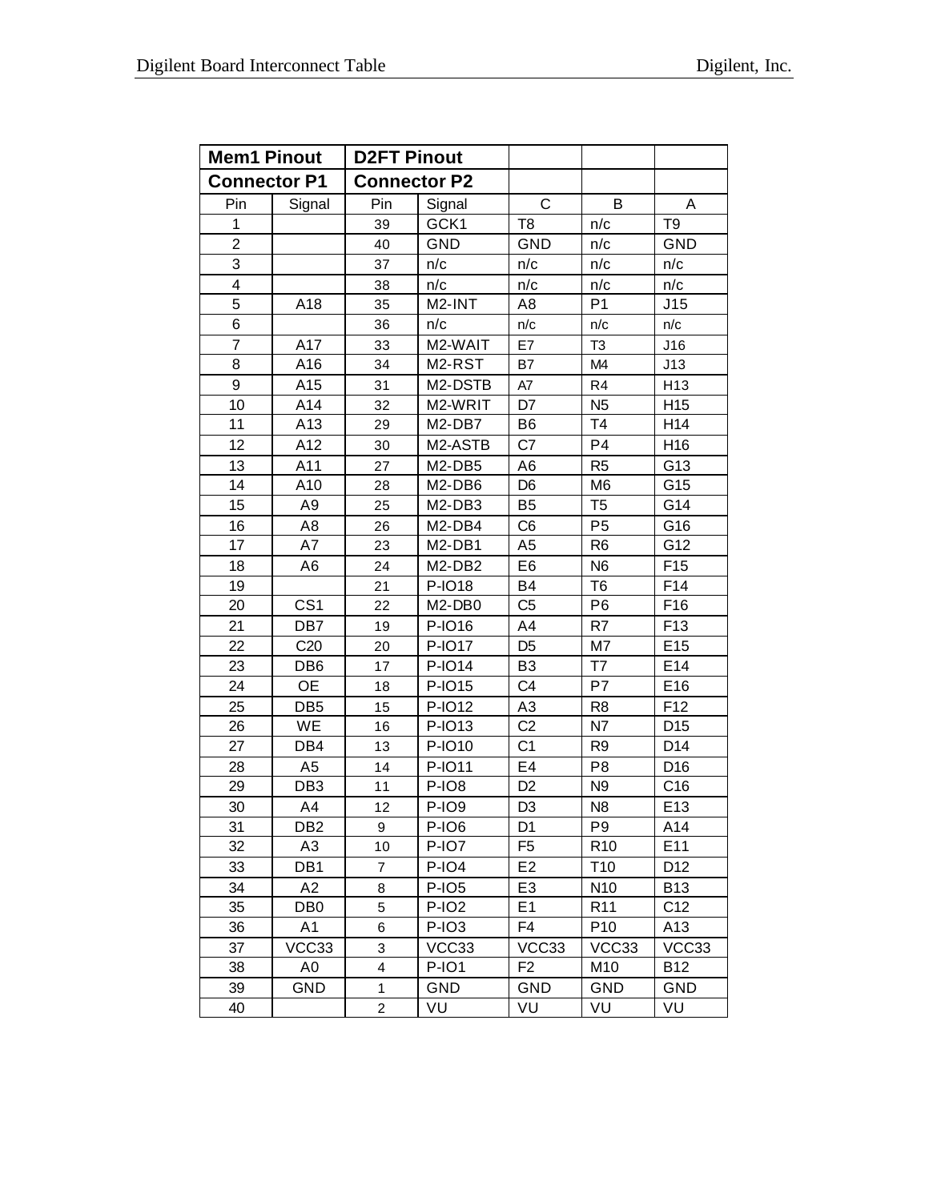| Mem1 Pinout | | D2FT Pinout | | | | |
|---|---|---|---|---|---|---|
| **Connector P1** | | **Connector P2** | | | | |
| Pin | Signal | Pin | Signal | C | B | A |
| 1 | | 39 | GCK1 | T8 | n/c | T9 |
| 2 | | 40 | GND | GND | n/c | GND |
| 3 | | 37 | n/c | n/c | n/c | n/c |
| 4 | | 38 | n/c | n/c | n/c | n/c |
| 5 | A18 | 35 | M2-INT | A8 | P1 | J15 |
| 6 | | 36 | n/c | n/c | n/c | n/c |
| 7 | A17 | 33 | M2-WAIT | E7 | T3 | J16 |
| 8 | A16 | 34 | M2-RST | B7 | M4 | J13 |
| 9 | A15 | 31 | M2-DSTB | A7 | R4 | H13 |
| 10 | A14 | 32 | M2-WRIT | D7 | N5 | H15 |
| 11 | A13 | 29 | M2-DB7 | B6 | T4 | H14 |
| 12 | A12 | 30 | M2-ASTB | C7 | P4 | H16 |
| 13 | A11 | 27 | M2-DB5 | A6 | R5 | G13 |
| 14 | A10 | 28 | M2-DB6 | D6 | M6 | G15 |
| 15 | A9 | 25 | M2-DB3 | B5 | T5 | G14 |
| 16 | A8 | 26 | M2-DB4 | C6 | P5 | G16 |
| 17 | A7 | 23 | M2-DB1 | A5 | R6 | G12 |
| 18 | A6 | 24 | M2-DB2 | E6 | N6 | F15 |
| 19 | | 21 | P-IO18 | B4 | T6 | F14 |
| 20 | CS1 | 22 | M2-DB0 | C5 | P6 | F16 |
| 21 | DB7 | 19 | P-IO16 | A4 | R7 | F13 |
| 22 | C20 | 20 | P-IO17 | D5 | M7 | E15 |
| 23 | DB6 | 17 | P-IO14 | B3 | T7 | E14 |
| 24 | OE | 18 | P-IO15 | C4 | P7 | E16 |
| 25 | DB5 | 15 | P-IO12 | A3 | R8 | F12 |
| 26 | WE | 16 | P-IO13 | C2 | N7 | D15 |
| 27 | DB4 | 13 | P-IO10 | C1 | R9 | D14 |
| 28 | A5 | 14 | P-IO11 | E4 | P8 | D16 |
| 29 | DB3 | 11 | P-IO8 | D2 | N9 | C16 |
| 30 | A4 | 12 | P-IO9 | D3 | N8 | E13 |
| 31 | DB2 | 9 | P-IO6 | D1 | P9 | A14 |
| 32 | A3 | 10 | P-IO7 | F5 | R10 | E11 |
| 33 | DB1 | 7 | P-IO4 | E2 | T10 | D12 |
| 34 | A2 | 8 | P-IO5 | E3 | N10 | B13 |
| 35 | DB0 | 5 | P-IO2 | E1 | R11 | C12 |
| 36 | A1 | 6 | P-IO3 | F4 | P10 | A13 |
| 37 | VCC33 | 3 | VCC33 | VCC33 | VCC33 | VCC33 |
| 38 | A0 | 4 | P-IO1 | F2 | M10 | B12 |
| 39 | GND | 1 | GND | GND | GND | GND |
| 40 | | 2 | VU | VU | VU | VU |